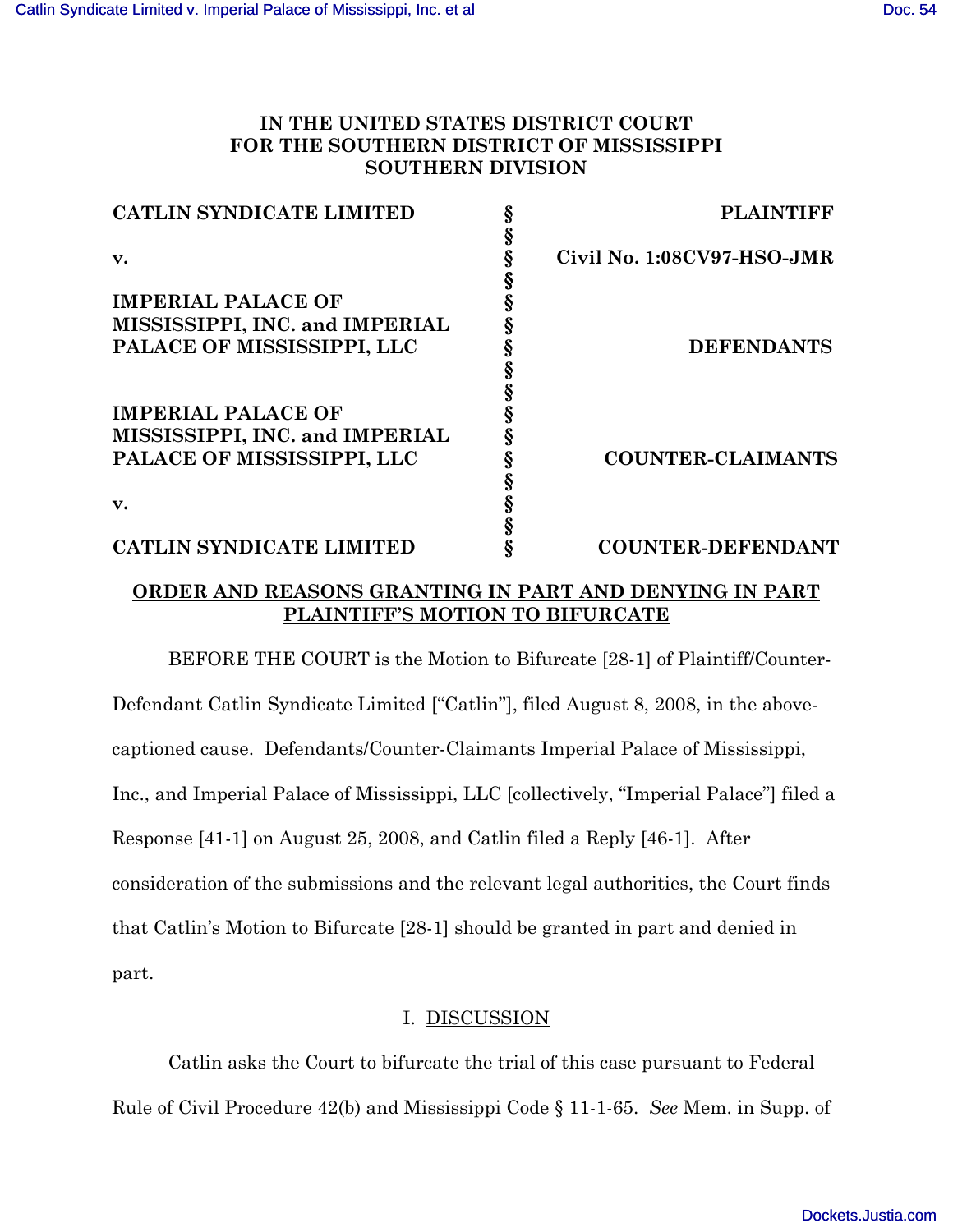**IN THE UNITED STATES DISTRICT COURT**
**FOR THE SOUTHERN DISTRICT OF MISSISSIPPI**
**SOUTHERN DIVISION**

| | | |
|---|---|---|
| **CATLIN SYNDICATE LIMITED** | § | **PLAINTIFF** |
| | § | |
| **v.** | § | **Civil No. 1:08CV97-HSO-JMR** |
| | § | |
| **IMPERIAL PALACE OF MISSISSIPPI, INC. and IMPERIAL PALACE OF MISSISSIPPI, LLC** | § | **DEFENDANTS** |
| | § | |
| **IMPERIAL PALACE OF MISSISSIPPI, INC. and IMPERIAL PALACE OF MISSISSIPPI, LLC** | § | **COUNTER-CLAIMANTS** |
| | § | |
| **v.** | § | |
| | § | |
| **CATLIN SYNDICATE LIMITED** | § | **COUNTER-DEFENDANT** |

**ORDER AND REASONS GRANTING IN PART AND DENYING IN PART PLAINTIFF'S MOTION TO BIFURCATE**

BEFORE THE COURT is the Motion to Bifurcate [28-1] of Plaintiff/Counter-Defendant Catlin Syndicate Limited ["Catlin"], filed August 8, 2008, in the above-captioned cause. Defendants/Counter-Claimants Imperial Palace of Mississippi, Inc., and Imperial Palace of Mississippi, LLC [collectively, "Imperial Palace"] filed a Response [41-1] on August 25, 2008, and Catlin filed a Reply [46-1]. After consideration of the submissions and the relevant legal authorities, the Court finds that Catlin's Motion to Bifurcate [28-1] should be granted in part and denied in part.

I. DISCUSSION

Catlin asks the Court to bifurcate the trial of this case pursuant to Federal Rule of Civil Procedure 42(b) and Mississippi Code § 11-1-65. *See* Mem. in Supp. of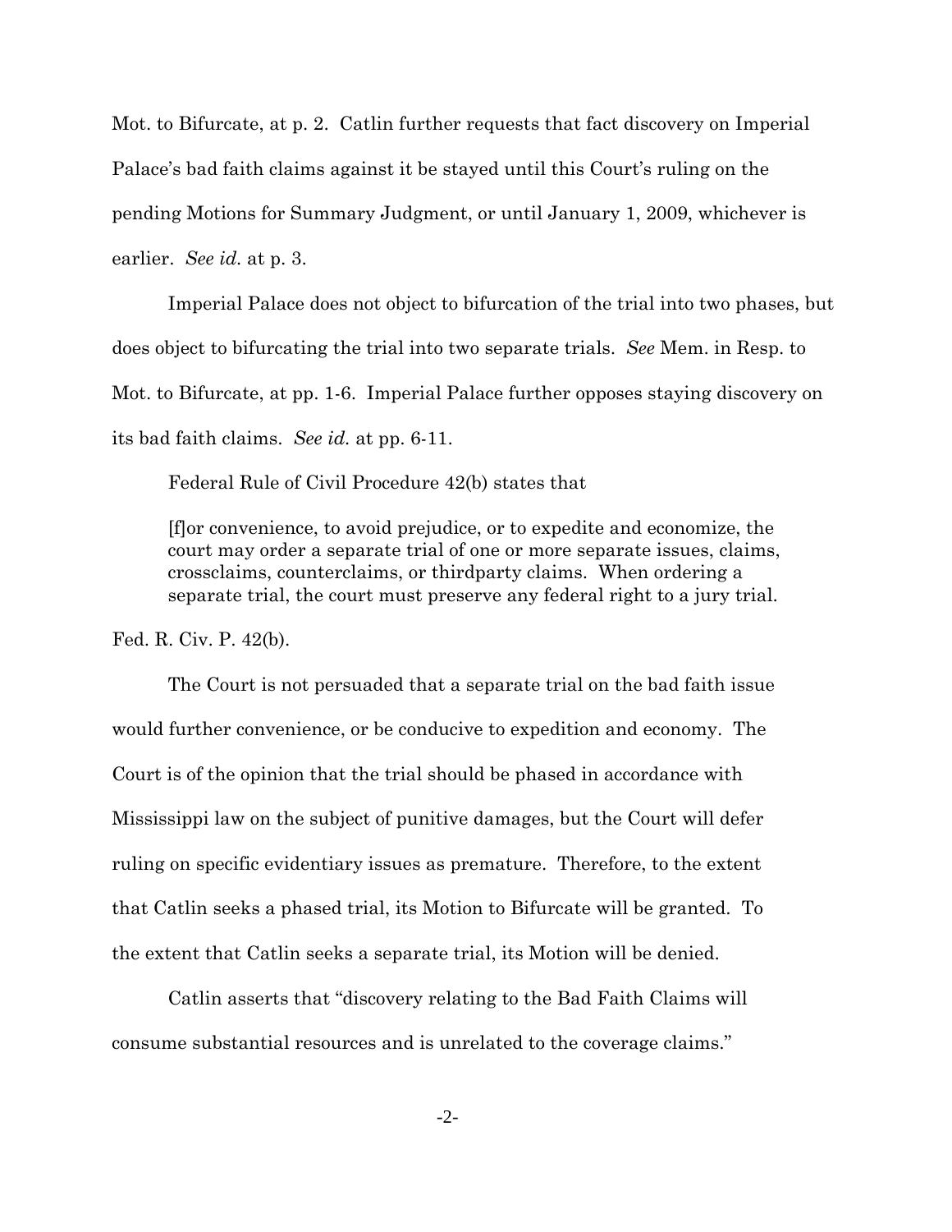Mot. to Bifurcate, at p. 2. Catlin further requests that fact discovery on Imperial Palace's bad faith claims against it be stayed until this Court's ruling on the pending Motions for Summary Judgment, or until January 1, 2009, whichever is earlier. *See id.* at p. 3.

Imperial Palace does not object to bifurcation of the trial into two phases, but does object to bifurcating the trial into two separate trials. *See* Mem. in Resp. to Mot. to Bifurcate, at pp. 1-6. Imperial Palace further opposes staying discovery on its bad faith claims. *See id.* at pp. 6-11.

Federal Rule of Civil Procedure 42(b) states that

> [f]or convenience, to avoid prejudice, or to expedite and economize, the court may order a separate trial of one or more separate issues, claims, crossclaims, counterclaims, or thirdparty claims. When ordering a separate trial, the court must preserve any federal right to a jury trial.

Fed. R. Civ. P. 42(b).

The Court is not persuaded that a separate trial on the bad faith issue would further convenience, or be conducive to expedition and economy. The Court is of the opinion that the trial should be phased in accordance with Mississippi law on the subject of punitive damages, but the Court will defer ruling on specific evidentiary issues as premature. Therefore, to the extent that Catlin seeks a phased trial, its Motion to Bifurcate will be granted. To the extent that Catlin seeks a separate trial, its Motion will be denied.

Catlin asserts that "discovery relating to the Bad Faith Claims will consume substantial resources and is unrelated to the coverage claims."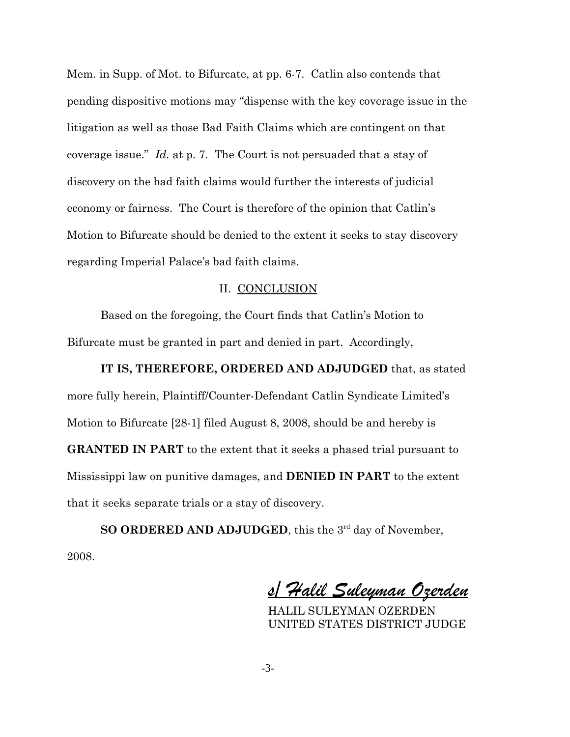Mem. in Supp. of Mot. to Bifurcate, at pp. 6-7. Catlin also contends that pending dispositive motions may "dispense with the key coverage issue in the litigation as well as those Bad Faith Claims which are contingent on that coverage issue." *Id.* at p. 7. The Court is not persuaded that a stay of discovery on the bad faith claims would further the interests of judicial economy or fairness. The Court is therefore of the opinion that Catlin's Motion to Bifurcate should be denied to the extent it seeks to stay discovery regarding Imperial Palace's bad faith claims.

## II. CONCLUSION

Based on the foregoing, the Court finds that Catlin's Motion to Bifurcate must be granted in part and denied in part. Accordingly,

**IT IS, THEREFORE, ORDERED AND ADJUDGED** that, as stated more fully herein, Plaintiff/Counter-Defendant Catlin Syndicate Limited's Motion to Bifurcate [28-1] filed August 8, 2008, should be and hereby is **GRANTED IN PART** to the extent that it seeks a phased trial pursuant to Mississippi law on punitive damages, and **DENIED IN PART** to the extent that it seeks separate trials or a stay of discovery.

**SO ORDERED AND ADJUDGED**, this the 3rd day of November, 2008.

s/ Halil Suleyman Ozerden

HALIL SULEYMAN OZERDEN
UNITED STATES DISTRICT JUDGE